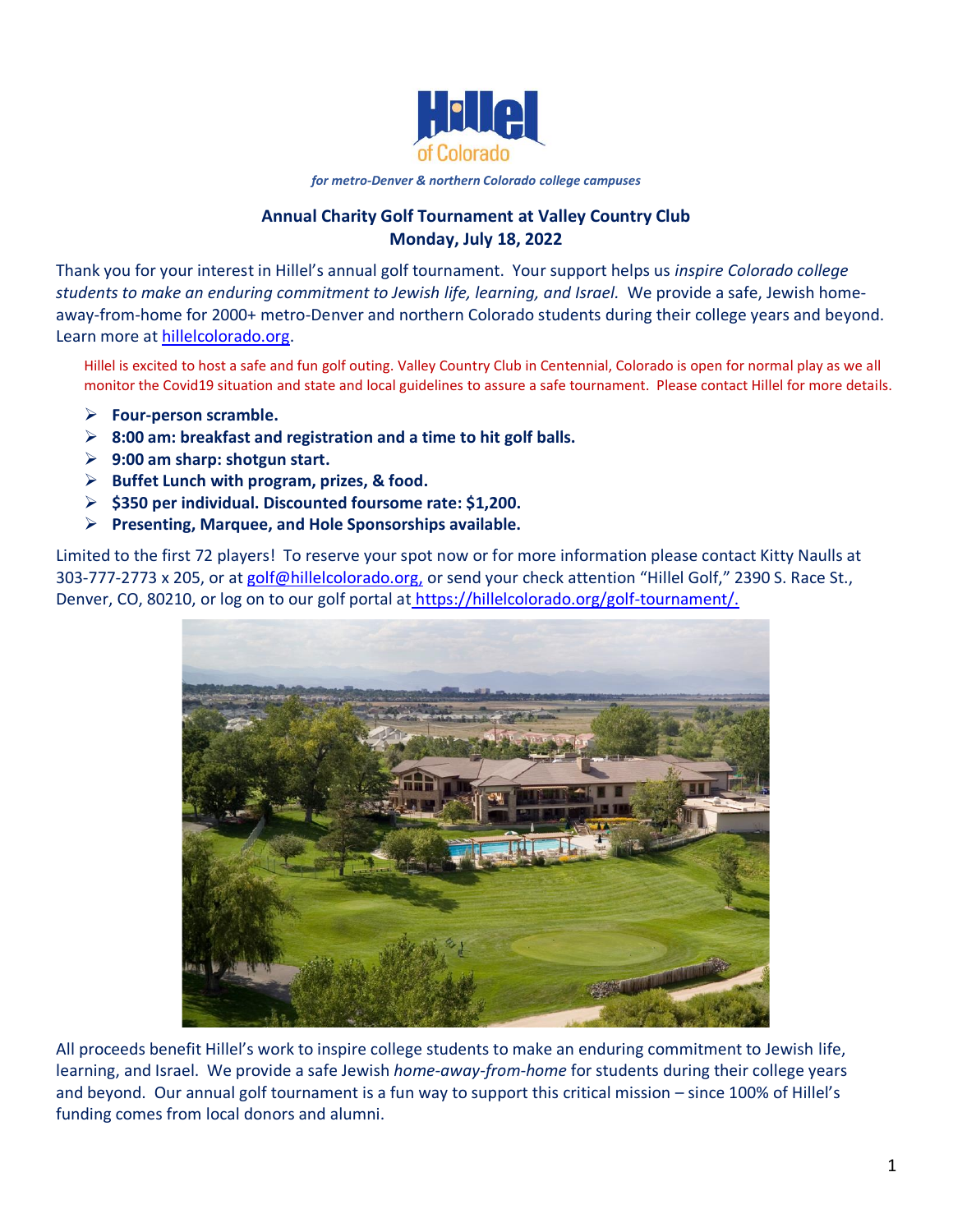Hillel of Colorado

*for metro-Denver & northern Colorado college campuses*

## Annual Charity Golf Tournament at Valley Country Club
## Monday, July 18, 2022

Thank you for your interest in Hillel's annual golf tournament. Your support helps us *inspire Colorado college students to make an enduring commitment to Jewish life, learning, and Israel.* We provide a safe, Jewish home-away-from-home for 2000+ metro-Denver and northern Colorado students during their college years and beyond. Learn more at [hillelcolorado.org](hillelcolorado.org).

Hillel is excited to host a safe and fun golf outing. Valley Country Club in Centennial, Colorado is open for normal play as we all monitor the Covid19 situation and state and local guidelines to assure a safe tournament. Please contact Hillel for more details.

- **Four-person scramble.**
- **8:00 am: breakfast and registration and a time to hit golf balls.**
- **9:00 am sharp: shotgun start.**
- **Buffet Lunch with program, prizes, & food.**
- **$350 per individual. Discounted foursome rate: $1,200.**
- **Presenting, Marquee, and Hole Sponsorships available.**

Limited to the first 72 players! To reserve your spot now or for more information please contact Kitty Naulls at 303-777-2773 x 205, or at golf@hillelcolorado.org, or send your check attention "Hillel Golf," 2390 S. Race St., Denver, CO, 80210, or log on to our golf portal at https://hillelcolorado.org/golf-tournament/.

All proceeds benefit Hillel's work to inspire college students to make an enduring commitment to Jewish life, learning, and Israel. We provide a safe Jewish *home-away-from-home* for students during their college years and beyond. Our annual golf tournament is a fun way to support this critical mission – since 100% of Hillel's funding comes from local donors and alumni.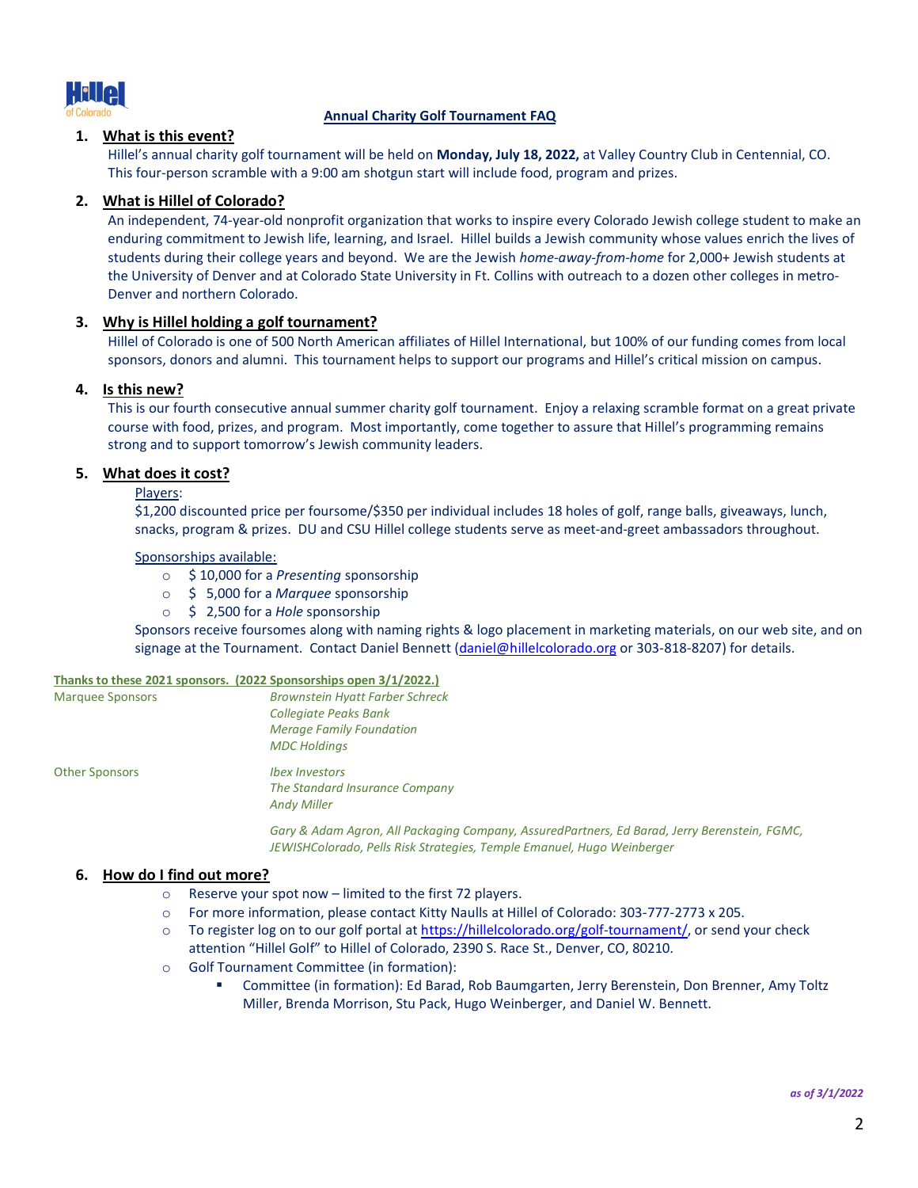Hillel of Colorado

# Annual Charity Golf Tournament FAQ

## 1. What is this event?

Hillel's annual charity golf tournament will be held on **Monday, July 18, 2022,** at Valley Country Club in Centennial, CO. This four-person scramble with a 9:00 am shotgun start will include food, program and prizes.

## 2. What is Hillel of Colorado?

An independent, 74-year-old nonprofit organization that works to inspire every Colorado Jewish college student to make an enduring commitment to Jewish life, learning, and Israel. Hillel builds a Jewish community whose values enrich the lives of students during their college years and beyond. We are the Jewish *home-away-from-home* for 2,000+ Jewish students at the University of Denver and at Colorado State University in Ft. Collins with outreach to a dozen other colleges in metro-Denver and northern Colorado.

## 3. Why is Hillel holding a golf tournament?

Hillel of Colorado is one of 500 North American affiliates of Hillel International, but 100% of our funding comes from local sponsors, donors and alumni. This tournament helps to support our programs and Hillel's critical mission on campus.

## 4. Is this new?

This is our fourth consecutive annual summer charity golf tournament. Enjoy a relaxing scramble format on a great private course with food, prizes, and program. Most importantly, come together to assure that Hillel's programming remains strong and to support tomorrow's Jewish community leaders.

## 5. What does it cost?

Players:

$1,200 discounted price per foursome/$350 per individual includes 18 holes of golf, range balls, giveaways, lunch, snacks, program & prizes. DU and CSU Hillel college students serve as meet-and-greet ambassadors throughout.

Sponsorships available:

- $ 10,000 for a *Presenting* sponsorship
- $ 5,000 for a *Marquee* sponsorship
- $ 2,500 for a *Hole* sponsorship

Sponsors receive foursomes along with naming rights & logo placement in marketing materials, on our web site, and on signage at the Tournament. Contact Daniel Bennett (daniel@hillelcolorado.org or 303-818-8207) for details.

**Thanks to these 2021 sponsors. (2022 Sponsorships open 3/1/2022.)**

Marquee Sponsors

*Brownstein Hyatt Farber Schreck*
*Collegiate Peaks Bank*
*Merage Family Foundation*
*MDC Holdings*

Other Sponsors

*Ibex Investors*
*The Standard Insurance Company*
*Andy Miller*

*Gary & Adam Agron, All Packaging Company, AssuredPartners, Ed Barad, Jerry Berenstein, FGMC, JEWISHColorado, Pells Risk Strategies, Temple Emanuel, Hugo Weinberger*

## 6. How do I find out more?

- Reserve your spot now – limited to the first 72 players.
- For more information, please contact Kitty Naulls at Hillel of Colorado: 303-777-2773 x 205.
- To register log on to our golf portal at https://hillelcolorado.org/golf-tournament/, or send your check attention "Hillel Golf" to Hillel of Colorado, 2390 S. Race St., Denver, CO, 80210.
- Golf Tournament Committee (in formation):
  - Committee (in formation): Ed Barad, Rob Baumgarten, Jerry Berenstein, Don Brenner, Amy Toltz Miller, Brenda Morrison, Stu Pack, Hugo Weinberger, and Daniel W. Bennett.

***as of 3/1/2022***